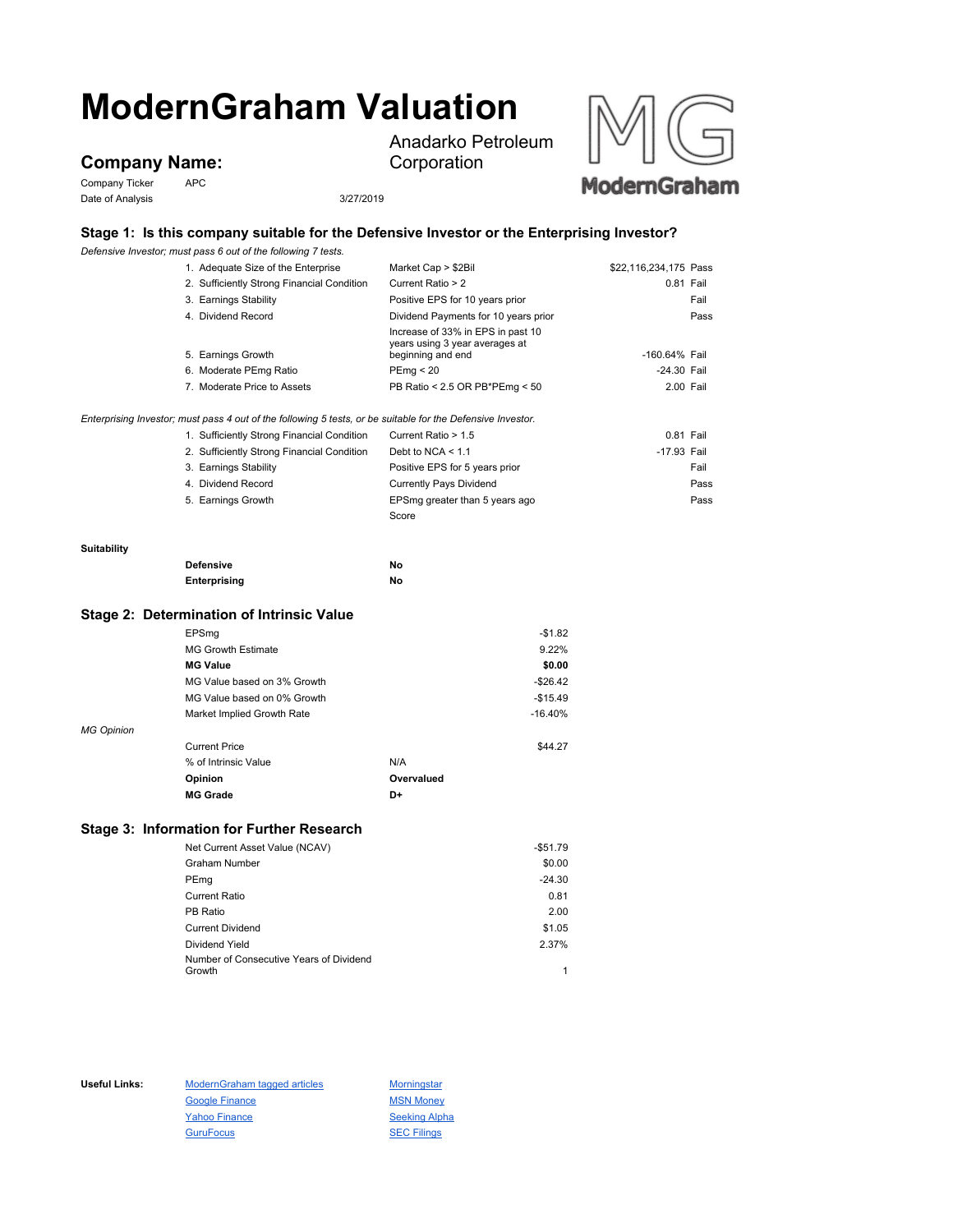# ModernGraham Valuation

## Company Name:

Anadarko Petroleum Corporation

Company Ticker: APC

Date of Analysis: 3/27/2019

### Stage 1: Is this company suitable for the Defensive Investor or the Enterprising Investor?

*Defensive Investor; must pass 6 out of the following 7 tests.*

| Test | Criterion | Value | Result |
|---|---|---|---|
| 1. Adequate Size of the Enterprise | Market Cap > $2Bil | $22,116,234,175 | Pass |
| 2. Sufficiently Strong Financial Condition | Current Ratio > 2 | 0.81 | Fail |
| 3. Earnings Stability | Positive EPS for 10 years prior | | Fail |
| 4. Dividend Record | Dividend Payments for 10 years prior | | Pass |
| 5. Earnings Growth | Increase of 33% in EPS in past 10 years using 3 year averages at beginning and end | -160.64% | Fail |
| 6. Moderate PEmg Ratio | PEmg < 20 | -24.30 | Fail |
| 7. Moderate Price to Assets | PB Ratio < 2.5 OR PB*PEmg < 50 | 2.00 | Fail |

*Enterprising Investor; must pass 4 out of the following 5 tests, or be suitable for the Defensive Investor.*

| Test | Criterion | Value | Result |
|---|---|---|---|
| 1. Sufficiently Strong Financial Condition | Current Ratio > 1.5 | 0.81 | Fail |
| 2. Sufficiently Strong Financial Condition | Debt to NCA < 1.1 | -17.93 | Fail |
| 3. Earnings Stability | Positive EPS for 5 years prior | | Fail |
| 4. Dividend Record | Currently Pays Dividend | | Pass |
| 5. Earnings Growth | EPSmg greater than 5 years ago | | Pass |
| | Score | | |

**Suitability**

| | |
|---|---|
| **Defensive** | **No** |
| **Enterprising** | **No** |

### Stage 2: Determination of Intrinsic Value

| | |
|---|---|
| EPSmg | -$1.82 |
| MG Growth Estimate | 9.22% |
| **MG Value** | **$0.00** |
| MG Value based on 3% Growth | -$26.42 |
| MG Value based on 0% Growth | -$15.49 |
| Market Implied Growth Rate | -16.40% |

*MG Opinion*

| | |
|---|---|
| Current Price | $44.27 |
| % of Intrinsic Value | N/A |
| **Opinion** | **Overvalued** |
| **MG Grade** | **D+** |

### Stage 3: Information for Further Research

| | |
|---|---|
| Net Current Asset Value (NCAV) | -$51.79 |
| Graham Number | $0.00 |
| PEmg | -24.30 |
| Current Ratio | 0.81 |
| PB Ratio | 2.00 |
| Current Dividend | $1.05 |
| Dividend Yield | 2.37% |
| Number of Consecutive Years of Dividend Growth | 1 |

**Useful Links:**

- ModernGraham tagged articles
- Google Finance
- Yahoo Finance
- GuruFocus
- Morningstar
- MSN Money
- Seeking Alpha
- SEC Filings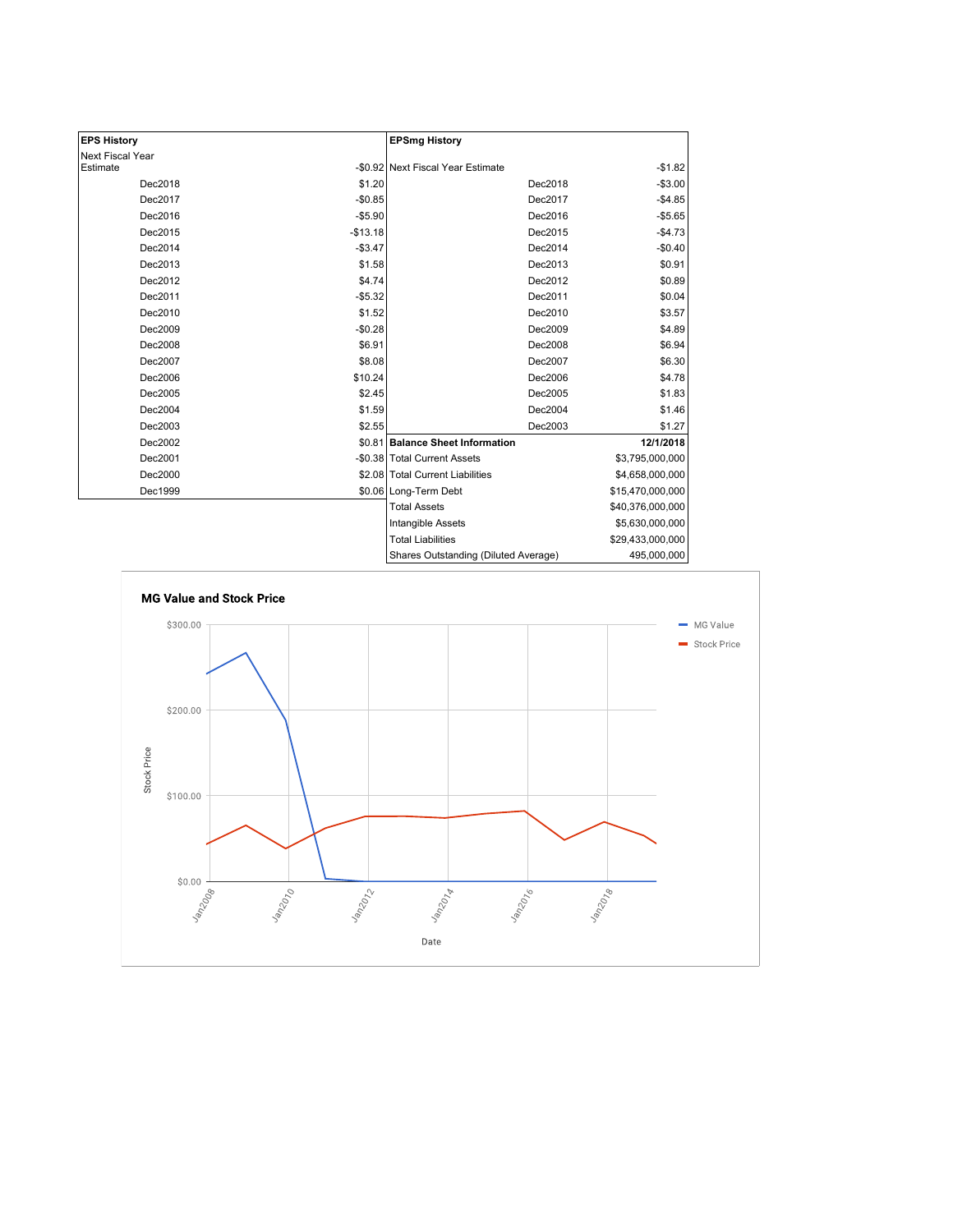| EPS History | |
|---|---|
| Next Fiscal Year Estimate | -$0.92 |
| Dec2018 | $1.20 |
| Dec2017 | -$0.85 |
| Dec2016 | -$5.90 |
| Dec2015 | -$13.18 |
| Dec2014 | -$3.47 |
| Dec2013 | $1.58 |
| Dec2012 | $4.74 |
| Dec2011 | -$5.32 |
| Dec2010 | $1.52 |
| Dec2009 | -$0.28 |
| Dec2008 | $6.91 |
| Dec2007 | $8.08 |
| Dec2006 | $10.24 |
| Dec2005 | $2.45 |
| Dec2004 | $1.59 |
| Dec2003 | $2.55 |
| Dec2002 | $0.81 |
| Dec2001 | -$0.38 |
| Dec2000 | $2.08 |
| Dec1999 | $0.06 |

| EPSmg History | |
|---|---|
| Next Fiscal Year Estimate | -$1.82 |
| Dec2018 | -$3.00 |
| Dec2017 | -$4.85 |
| Dec2016 | -$5.65 |
| Dec2015 | -$4.73 |
| Dec2014 | -$0.40 |
| Dec2013 | $0.91 |
| Dec2012 | $0.89 |
| Dec2011 | $0.04 |
| Dec2010 | $3.57 |
| Dec2009 | $4.89 |
| Dec2008 | $6.94 |
| Dec2007 | $6.30 |
| Dec2006 | $4.78 |
| Dec2005 | $1.83 |
| Dec2004 | $1.46 |
| Dec2003 | $1.27 |

| Balance Sheet Information | 12/1/2018 |
|---|---|
| Total Current Assets | $3,795,000,000 |
| Total Current Liabilities | $4,658,000,000 |
| Long-Term Debt | $15,470,000,000 |
| Total Assets | $40,376,000,000 |
| Intangible Assets | $5,630,000,000 |
| Total Liabilities | $29,433,000,000 |
| Shares Outstanding (Diluted Average) | 495,000,000 |

**MG Value and Stock Price**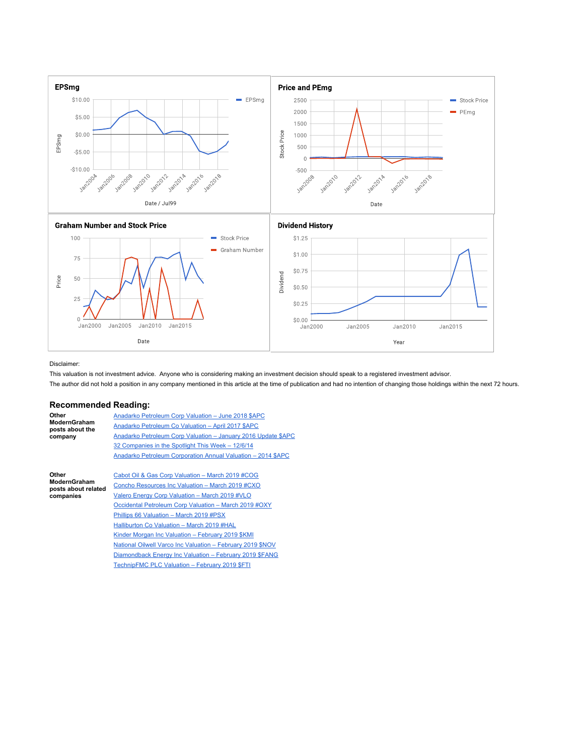EPSmg

$10.00
$5.00
$0.00
-$5.00
-$10.00

EPSmg

Jan2004 Jan2006 Jan2008 Jan2010 Jan2012 Jan2014 Jan2016 Jan2018

Date / Jul99

EPSmg

Price and PEmg

2500
2000
1500
1000
500
0
-500

Stock Price

Jan2008 Jan2010 Jan2012 Jan2014 Jan2016 Jan2018

Date

Stock Price
PEmg

Graham Number and Stock Price

100
75
50
25
0

Price

Jan2000 Jan2005 Jan2010 Jan2015

Date

Stock Price
Graham Number

Dividend History

$1.25
$1.00
$0.75
$0.50
$0.25
$0.00

Dividend

Jan2000 Jan2005 Jan2010 Jan2015

Year

Disclaimer:

This valuation is not investment advice. Anyone who is considering making an investment decision should speak to a registered investment advisor.

The author did not hold a position in any company mentioned in this article at the time of publication and had no intention of changing those holdings within the next 72 hours.

## Recommended Reading:

| | |
|---|---|
| **Other ModernGraham posts about the company** | Anadarko Petroleum Corp Valuation – June 2018 $APC<br>Anadarko Petroleum Co Valuation – April 2017 $APC<br>Anadarko Petroleum Corp Valuation – January 2016 Update $APC<br>32 Companies in the Spotlight This Week – 12/6/14<br>Anadarko Petroleum Corporation Annual Valuation – 2014 $APC |
| **Other ModernGraham posts about related companies** | Cabot Oil & Gas Corp Valuation – March 2019 #COG<br>Concho Resources Inc Valuation – March 2019 #CXO<br>Valero Energy Corp Valuation – March 2019 #VLO<br>Occidental Petroleum Corp Valuation – March 2019 #OXY<br>Phillips 66 Valuation – March 2019 #PSX<br>Halliburton Co Valuation – March 2019 #HAL<br>Kinder Morgan Inc Valuation – February 2019 $KMI<br>National Oilwell Varco Inc Valuation – February 2019 $NOV<br>Diamondback Energy Inc Valuation – February 2019 $FANG<br>TechnipFMC PLC Valuation – February 2019 $FTI |